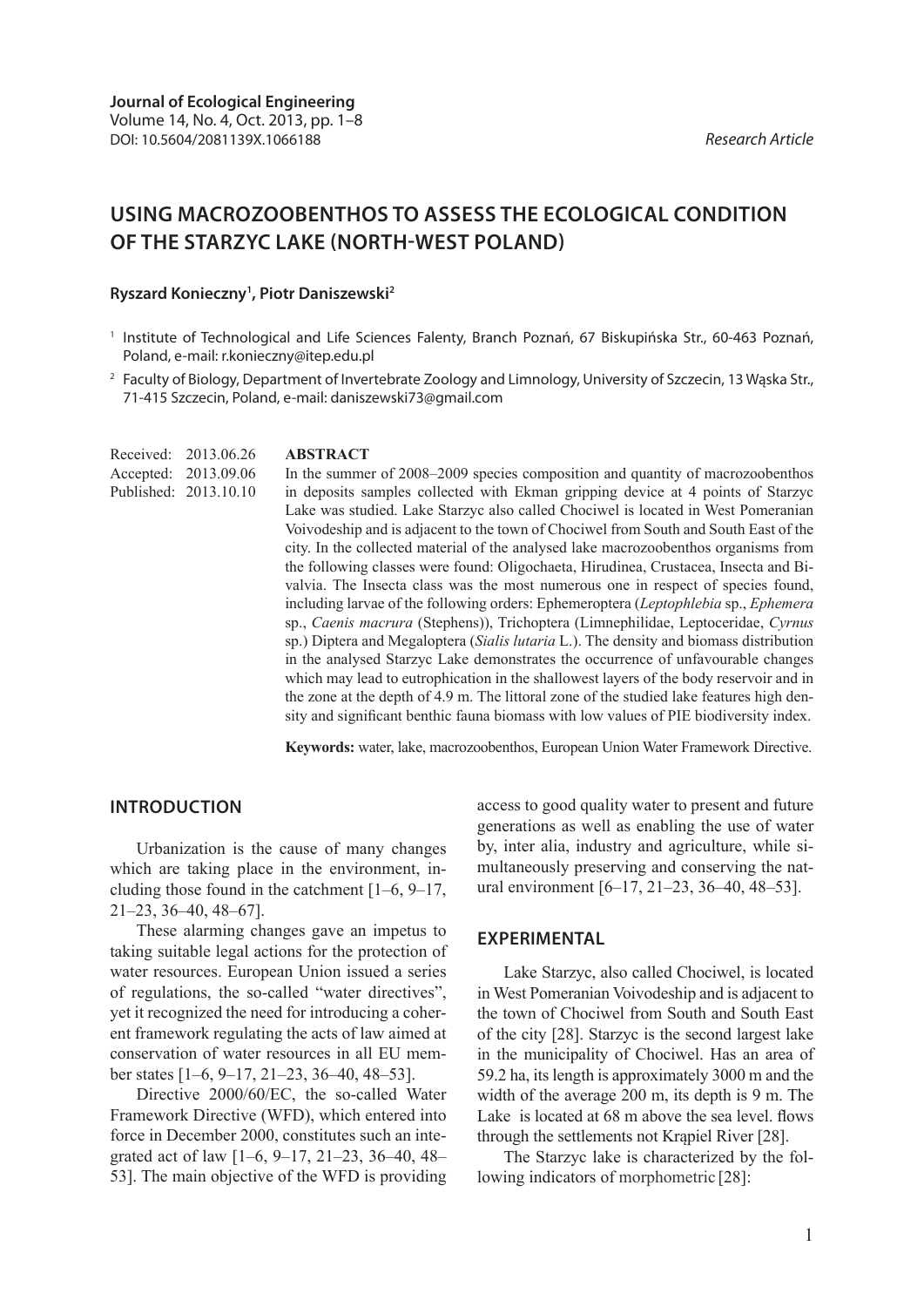**Journal of Ecological Engineering**
Volume 14, No. 4, Oct. 2013, pp. 1–8
DOI: 10.5604/2081139X.1066188

*Research Article*

# USING MACROZOOBENTHOS TO ASSESS THE ECOLOGICAL CONDITION OF THE STARZYC LAKE (NORTH-WEST POLAND)

**Ryszard Konieczny[1], Piotr Daniszewski[2]**

[1] Institute of Technological and Life Sciences Falenty, Branch Poznań, 67 Biskupińska Str., 60-463 Poznań, Poland, e-mail: r.konieczny@itep.edu.pl

[2] Faculty of Biology, Department of Invertebrate Zoology and Limnology, University of Szczecin, 13 Wąska Str., 71-415 Szczecin, Poland, e-mail: daniszewski73@gmail.com

Received: 2013.06.26
Accepted: 2013.09.06
Published: 2013.10.10

**ABSTRACT**

In the summer of 2008–2009 species composition and quantity of macrozoobenthos in deposits samples collected with Ekman gripping device at 4 points of Starzyc Lake was studied. Lake Starzyc also called Chociwel is located in West Pomeranian Voivodeship and is adjacent to the town of Chociwel from South and South East of the city. In the collected material of the analysed lake macrozoobenthos organisms from the following classes were found: Oligochaeta, Hirudinea, Crustacea, Insecta and Bivalvia. The Insecta class was the most numerous one in respect of species found, including larvae of the following orders: Ephemeroptera (*Leptophlebia* sp., *Ephemera* sp., *Caenis macrura* (Stephens)), Trichoptera (Limnephilidae, Leptoceridae, *Cyrnus* sp.) Diptera and Megaloptera (*Sialis lutaria* L.). The density and biomass distribution in the analysed Starzyc Lake demonstrates the occurrence of unfavourable changes which may lead to eutrophication in the shallowest layers of the body reservoir and in the zone at the depth of 4.9 m. The littoral zone of the studied lake features high density and significant benthic fauna biomass with low values of PIE biodiversity index.

**Keywords:** water, lake, macrozoobenthos, European Union Water Framework Directive.

## INTRODUCTION

Urbanization is the cause of many changes which are taking place in the environment, including those found in the catchment [1–6, 9–17, 21–23, 36–40, 48–67].

These alarming changes gave an impetus to taking suitable legal actions for the protection of water resources. European Union issued a series of regulations, the so-called "water directives", yet it recognized the need for introducing a coherent framework regulating the acts of law aimed at conservation of water resources in all EU member states [1–6, 9–17, 21–23, 36–40, 48–53].

Directive 2000/60/EC, the so-called Water Framework Directive (WFD), which entered into force in December 2000, constitutes such an integrated act of law [1–6, 9–17, 21–23, 36–40, 48–53]. The main objective of the WFD is providing access to good quality water to present and future generations as well as enabling the use of water by, inter alia, industry and agriculture, while simultaneously preserving and conserving the natural environment [6–17, 21–23, 36–40, 48–53].

## EXPERIMENTAL

Lake Starzyc, also called Chociwel, is located in West Pomeranian Voivodeship and is adjacent to the town of Chociwel from South and South East of the city [28]. Starzyc is the second largest lake in the municipality of Chociwel. Has an area of 59.2 ha, its length is approximately 3000 m and the width of the average 200 m, its depth is 9 m. The Lake is located at 68 m above the sea level. flows through the settlements not Krąpiel River [28].

The Starzyc lake is characterized by the following indicators of morphometric [28]: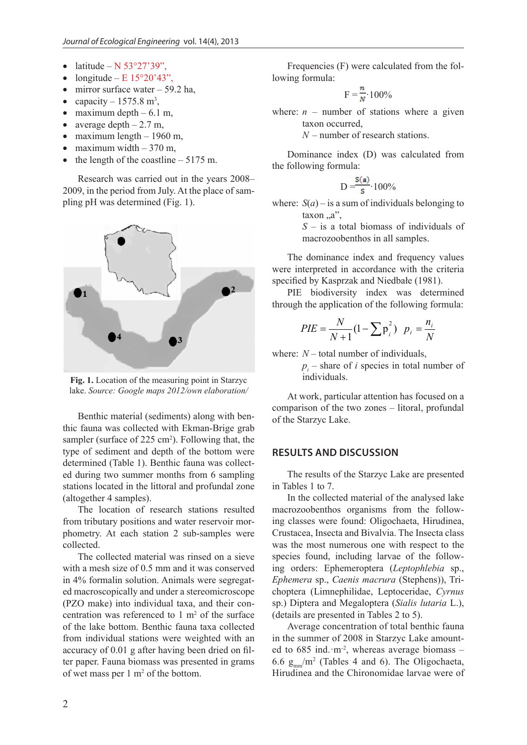- latitude – N 53°27'39",
- longitude – E 15°20'43",
- mirror surface water – 59.2 ha,
- capacity – 1575.8 m$^3$,
- maximum depth – 6.1 m,
- average depth – 2.7 m,
- maximum length – 1960 m,
- maximum width – 370 m,
- the length of the coastline – 5175 m.

Research was carried out in the years 2008–2009, in the period from July. At the place of sampling pH was determined (Fig. 1).

**Fig. 1.** Location of the measuring point in Starzyc lake. *Source: Google maps 2012/own elaboration/*

Benthic material (sediments) along with benthic fauna was collected with Ekman-Brige grab sampler (surface of 225 cm$^2$). Following that, the type of sediment and depth of the bottom were determined (Table 1). Benthic fauna was collected during two summer months from 6 sampling stations located in the littoral and profundal zone (altogether 4 samples).

The location of research stations resulted from tributary positions and water reservoir morphometry. At each station 2 sub-samples were collected.

The collected material was rinsed on a sieve with a mesh size of 0.5 mm and it was conserved in 4% formalin solution. Animals were segregated macroscopically and under a stereomicroscope (PZO make) into individual taxa, and their concentration was referenced to 1 m$^2$ of the surface of the lake bottom. Benthic fauna taxa collected from individual stations were weighted with an accuracy of 0.01 g after having been dried on filter paper. Fauna biomass was presented in grams of wet mass per 1 m$^2$ of the bottom.

Frequencies (F) were calculated from the following formula:

$$F = \frac{n}{N} \cdot 100\%$$

where: $n$ – number of stations where a given taxon occurred,
$N$ – number of research stations.

Dominance index (D) was calculated from the following formula:

$$D = \frac{S(a)}{S} \cdot 100\%$$

where: $S(a)$ – is a sum of individuals belonging to taxon „a",
$S$ – is a total biomass of individuals of macrozoobenthos in all samples.

The dominance index and frequency values were interpreted in accordance with the criteria specified by Kasprzak and Niedbała (1981).

PIE biodiversity index was determined through the application of the following formula:

$$PIE = \frac{N}{N+1}(1 - \sum p_i^2) \quad p_i = \frac{n_i}{N}$$

where: $N$ – total number of individuals,
$p_i$ – share of $i$ species in total number of individuals.

At work, particular attention has focused on a comparison of the two zones – litoral, profundal of the Starzyc Lake.

## RESULTS AND DISCUSSION

The results of the Starzyc Lake are presented in Tables 1 to 7.

In the collected material of the analysed lake macrozoobenthos organisms from the following classes were found: Oligochaeta, Hirudinea, Crustacea, Insecta and Bivalvia. The Insecta class was the most numerous one with respect to the species found, including larvae of the following orders: Ephemeroptera (*Leptophlebia* sp., *Ephemera* sp., *Caenis macrura* (Stephens)), Trichoptera (Limnephilidae, Leptoceridae, *Cyrnus* sp.) Diptera and Megaloptera (*Sialis lutaria* L.), (details are presented in Tables 2 to 5).

Average concentration of total benthic fauna in the summer of 2008 in Starzyc Lake amounted to 685 ind.·m$^{-2}$, whereas average biomass – 6.6 $g_{mm}$/m$^2$ (Tables 4 and 6). The Oligochaeta, Hirudinea and the Chironomidae larvae were of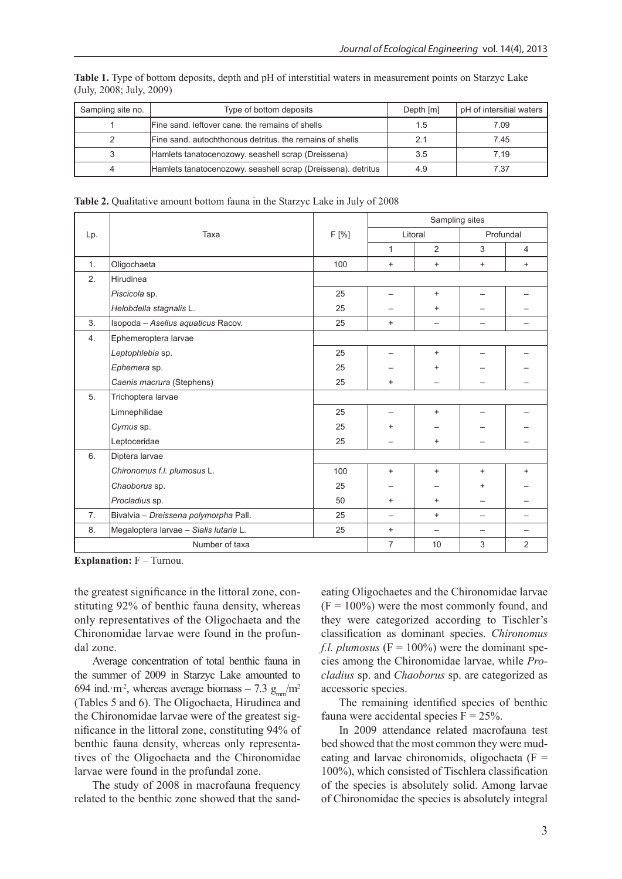**Table 1.** Type of bottom deposits, depth and pH of interstitial waters in measurement points on Starzyc Lake (July, 2008; July, 2009)

| Sampling site no. | Type of bottom deposits | Depth [m] | pH of intersitial waters |
|---|---|---|---|
| 1 | Fine sand. leftover cane. the remains of shells | 1.5 | 7.09 |
| 2 | Fine sand. autochthonous detritus. the remains of shells | 2.1 | 7.45 |
| 3 | Hamlets tanatocenozowy. seashell scrap (Dreissena) | 3.5 | 7.19 |
| 4 | Hamlets tanatocenozowy. seashell scrap (Dreissena). detritus | 4.9 | 7.37 |

**Table 2.** Qualitative amount bottom fauna in the Starzyc Lake in July of 2008

| Lp. | Taxa | F [%] | Sampling sites | | | |
|---|---|---|---|---|---|---|
| | | | Litoral | | Profundal | |
| | | | 1 | 2 | 3 | 4 |
| 1. | Oligochaeta | 100 | + | + | + | + |
| 2. | Hirudinea | | | | | |
| | *Piscicola* sp. | 25 | – | + | – | – |
| | *Helobdella stagnalis* L. | 25 | – | + | – | – |
| 3. | Isopoda – *Asellus aquaticus* Racov. | 25 | + | – | – | – |
| 4. | Ephemeroptera larvae | | | | | |
| | *Leptophlebia* sp. | 25 | – | + | – | – |
| | *Ephemera* sp. | 25 | – | + | – | – |
| | *Caenis macrura* (Stephens) | 25 | + | – | – | – |
| 5. | Trichoptera larvae | | | | | |
| | Limnephilidae | 25 | – | + | – | – |
| | *Cyrnus* sp. | 25 | + | – | – | – |
| | Leptoceridae | 25 | – | + | – | – |
| 6. | Diptera larvae | | | | | |
| | *Chironomus f.l. plumosus* L. | 100 | + | + | + | + |
| | *Chaoborus* sp. | 25 | – | – | + | – |
| | *Procladius* sp. | 50 | + | + | – | – |
| 7. | Bivalvia – *Dreissena polymorpha* Pall. | 25 | – | + | – | – |
| 8. | Megaloptera larvae – *Sialis lutaria* L. | 25 | + | – | – | – |
| | Number of taxa | | 7 | 10 | 3 | 2 |

**Explanation:** F – Turnou.

the greatest significance in the littoral zone, constituting 92% of benthic fauna density, whereas only representatives of the Oligochaeta and the Chironomidae larvae were found in the profundal zone.

Average concentration of total benthic fauna in the summer of 2009 in Starzyc Lake amounted to 694 ind.·$m^{-2}$, whereas average biomass – 7.3 $g_{mm}/m^2$ (Tables 5 and 6). The Oligochaeta, Hirudinea and the Chironomidae larvae were of the greatest significance in the littoral zone, constituting 94% of benthic fauna density, whereas only representatives of the Oligochaeta and the Chironomidae larvae were found in the profundal zone.

The study of 2008 in macrofauna frequency related to the benthic zone showed that the sand-eating Oligochaetes and the Chironomidae larvae (F = 100%) were the most commonly found, and they were categorized according to Tischler's classification as dominant species. *Chironomus f.l. plumosus* (F = 100%) were the dominant species among the Chironomidae larvae, while *Procladius* sp. and *Chaoborus* sp. are categorized as accessoric species.

The remaining identified species of benthic fauna were accidental species F = 25%.

In 2009 attendance related macrofauna test bed showed that the most common they were mud-eating and larvae chironomids, oligochaeta (F = 100%), which consisted of Tischlera classification of the species is absolutely solid. Among larvae of Chironomidae the species is absolutely integral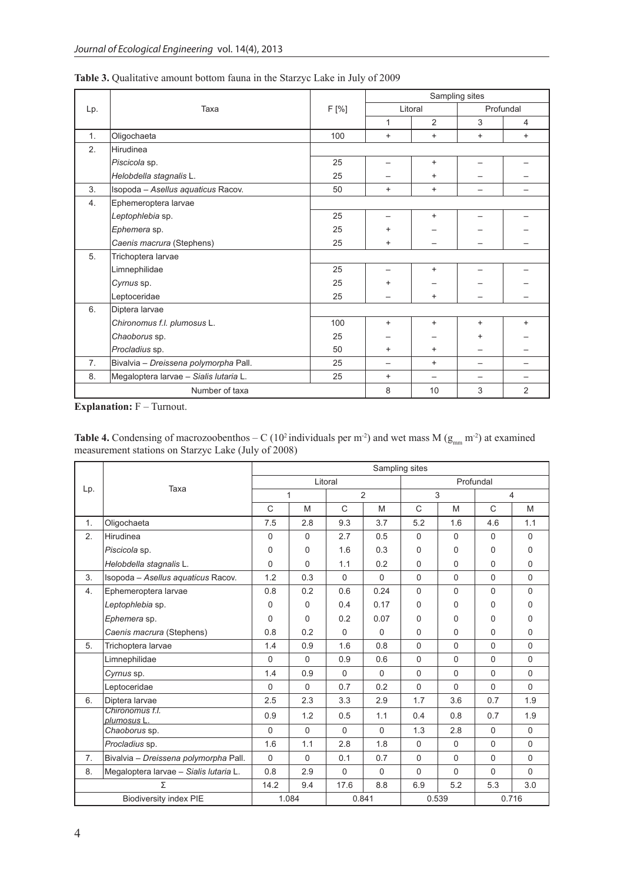**Table 3.** Qualitative amount bottom fauna in the Starzyc Lake in July of 2009

| Lp. | Taxa | F [%] | Sampling sites | | | |
|---|---|---|---|---|---|---|
| | | | Litoral | | Profundal | |
| | | | 1 | 2 | 3 | 4 |
| 1. | Oligochaeta | 100 | + | + | + | + |
| 2. | Hirudinea | | | | | |
| | *Piscicola* sp. | 25 | – | + | – | – |
| | *Helobdella stagnalis* L. | 25 | – | + | – | – |
| 3. | Isopoda – *Asellus aquaticus* Racov. | 50 | + | + | – | – |
| 4. | Ephemeroptera larvae | | | | | |
| | *Leptophlebia* sp. | 25 | – | + | – | – |
| | *Ephemera* sp. | 25 | + | – | – | – |
| | *Caenis macrura* (Stephens) | 25 | + | – | – | – |
| 5. | Trichoptera larvae | | | | | |
| | Limnephilidae | 25 | – | + | – | – |
| | *Cyrnus* sp. | 25 | + | – | – | – |
| | Leptoceridae | 25 | – | + | – | – |
| 6. | Diptera larvae | | | | | |
| | *Chironomus f.l. plumosus* L. | 100 | + | + | + | + |
| | *Chaoborus* sp. | 25 | – | – | + | – |
| | *Procladius* sp. | 50 | + | + | – | – |
| 7. | Bivalvia – *Dreissena polymorpha* Pall. | 25 | – | + | – | – |
| 8. | Megaloptera larvae – *Sialis lutaria* L. | 25 | + | – | – | – |
| | Number of taxa | | 8 | 10 | 3 | 2 |

**Explanation:** F – Turnout.

**Table 4.** Condensing of macrozoobenthos – C ($10^2$ individuals per $m^{-2}$) and wet mass M ($g_{mm}$ $m^{-2}$) at examined measurement stations on Starzyc Lake (July of 2008)

| Lp. | Taxa | Sampling sites | | | | | | | |
|---|---|---|---|---|---|---|---|---|---|
| | | Litoral | | | | Profundal | | | |
| | | 1 | | 2 | | 3 | | 4 | |
| | | C | M | C | M | C | M | C | M |
| 1. | Oligochaeta | 7.5 | 2.8 | 9.3 | 3.7 | 5.2 | 1.6 | 4.6 | 1.1 |
| 2. | Hirudinea | 0 | 0 | 2.7 | 0.5 | 0 | 0 | 0 | 0 |
| | *Piscicola* sp. | 0 | 0 | 1.6 | 0.3 | 0 | 0 | 0 | 0 |
| | *Helobdella stagnalis* L. | 0 | 0 | 1.1 | 0.2 | 0 | 0 | 0 | 0 |
| 3. | Isopoda – *Asellus aquaticus* Racov. | 1.2 | 0.3 | 0 | 0 | 0 | 0 | 0 | 0 |
| 4. | Ephemeroptera larvae | 0.8 | 0.2 | 0.6 | 0.24 | 0 | 0 | 0 | 0 |
| | *Leptophlebia* sp. | 0 | 0 | 0.4 | 0.17 | 0 | 0 | 0 | 0 |
| | *Ephemera* sp. | 0 | 0 | 0.2 | 0.07 | 0 | 0 | 0 | 0 |
| | *Caenis macrura* (Stephens) | 0.8 | 0.2 | 0 | 0 | 0 | 0 | 0 | 0 |
| 5. | Trichoptera larvae | 1.4 | 0.9 | 1.6 | 0.8 | 0 | 0 | 0 | 0 |
| | Limnephilidae | 0 | 0 | 0.9 | 0.6 | 0 | 0 | 0 | 0 |
| | *Cyrnus* sp. | 1.4 | 0.9 | 0 | 0 | 0 | 0 | 0 | 0 |
| | Leptoceridae | 0 | 0 | 0.7 | 0.2 | 0 | 0 | 0 | 0 |
| 6. | Diptera larvae | 2.5 | 2.3 | 3.3 | 2.9 | 1.7 | 3.6 | 0.7 | 1.9 |
| | *Chironomus f.l. plumosus* L. | 0.9 | 1.2 | 0.5 | 1.1 | 0.4 | 0.8 | 0.7 | 1.9 |
| | *Chaoborus* sp. | 0 | 0 | 0 | 0 | 1.3 | 2.8 | 0 | 0 |
| | *Procladius* sp. | 1.6 | 1.1 | 2.8 | 1.8 | 0 | 0 | 0 | 0 |
| 7. | Bivalvia – *Dreissena polymorpha* Pall. | 0 | 0 | 0.1 | 0.7 | 0 | 0 | 0 | 0 |
| 8. | Megaloptera larvae – *Sialis lutaria* L. | 0.8 | 2.9 | 0 | 0 | 0 | 0 | 0 | 0 |
| | Σ | 14.2 | 9.4 | 17.6 | 8.8 | 6.9 | 5.2 | 5.3 | 3.0 |
| | Biodiversity index PIE | 1.084 | | 0.841 | | 0.539 | | 0.716 | |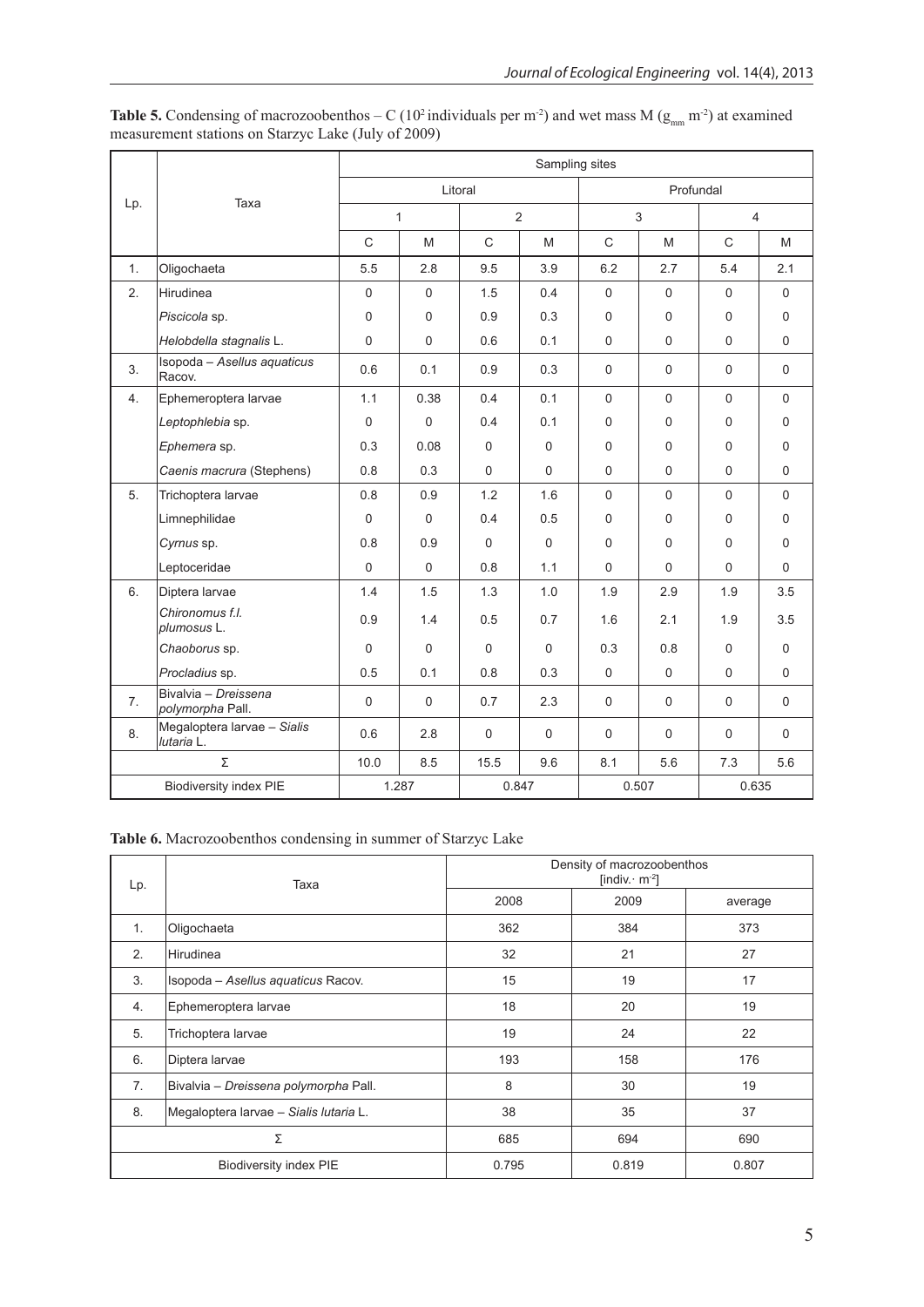**Table 5.** Condensing of macrozoobenthos – C ($10^2$ individuals per $m^{-2}$) and wet mass M ($g_{mm}$ $m^{-2}$) at examined measurement stations on Starzyc Lake (July of 2009)

| Lp. | Taxa | Sampling sites | | | | | | | |
|---|---|---|---|---|---|---|---|---|---|
| | | Litoral | | | | Profundal | | | |
| | | 1 | | 2 | | 3 | | 4 | |
| | | C | M | C | M | C | M | C | M |
| 1. | Oligochaeta | 5.5 | 2.8 | 9.5 | 3.9 | 6.2 | 2.7 | 5.4 | 2.1 |
| 2. | Hirudinea | 0 | 0 | 1.5 | 0.4 | 0 | 0 | 0 | 0 |
| | *Piscicola* sp. | 0 | 0 | 0.9 | 0.3 | 0 | 0 | 0 | 0 |
| | *Helobdella stagnalis* L. | 0 | 0 | 0.6 | 0.1 | 0 | 0 | 0 | 0 |
| 3. | Isopoda – *Asellus aquaticus* Racov. | 0.6 | 0.1 | 0.9 | 0.3 | 0 | 0 | 0 | 0 |
| 4. | Ephemeroptera larvae | 1.1 | 0.38 | 0.4 | 0.1 | 0 | 0 | 0 | 0 |
| | *Leptophlebia* sp. | 0 | 0 | 0.4 | 0.1 | 0 | 0 | 0 | 0 |
| | *Ephemera* sp. | 0.3 | 0.08 | 0 | 0 | 0 | 0 | 0 | 0 |
| | *Caenis macrura* (Stephens) | 0.8 | 0.3 | 0 | 0 | 0 | 0 | 0 | 0 |
| 5. | Trichoptera larvae | 0.8 | 0.9 | 1.2 | 1.6 | 0 | 0 | 0 | 0 |
| | Limnephilidae | 0 | 0 | 0.4 | 0.5 | 0 | 0 | 0 | 0 |
| | *Cyrnus* sp. | 0.8 | 0.9 | 0 | 0 | 0 | 0 | 0 | 0 |
| | Leptoceridae | 0 | 0 | 0.8 | 1.1 | 0 | 0 | 0 | 0 |
| 6. | Diptera larvae | 1.4 | 1.5 | 1.3 | 1.0 | 1.9 | 2.9 | 1.9 | 3.5 |
| | *Chironomus f.l. plumosus* L. | 0.9 | 1.4 | 0.5 | 0.7 | 1.6 | 2.1 | 1.9 | 3.5 |
| | *Chaoborus* sp. | 0 | 0 | 0 | 0 | 0.3 | 0.8 | 0 | 0 |
| | *Procladius* sp. | 0.5 | 0.1 | 0.8 | 0.3 | 0 | 0 | 0 | 0 |
| 7. | Bivalvia – *Dreissena polymorpha* Pall. | 0 | 0 | 0.7 | 2.3 | 0 | 0 | 0 | 0 |
| 8. | Megaloptera larvae – *Sialis lutaria* L. | 0.6 | 2.8 | 0 | 0 | 0 | 0 | 0 | 0 |
| Σ | | 10.0 | 8.5 | 15.5 | 9.6 | 8.1 | 5.6 | 7.3 | 5.6 |
| Biodiversity index PIE | | 1.287 | | 0.847 | | 0.507 | | 0.635 | |

**Table 6.** Macrozoobenthos condensing in summer of Starzyc Lake

| Lp. | Taxa | Density of macrozoobenthos [indiv.· $m^{-2}$] | | |
|---|---|---|---|---|
| | | 2008 | 2009 | average |
| 1. | Oligochaeta | 362 | 384 | 373 |
| 2. | Hirudinea | 32 | 21 | 27 |
| 3. | Isopoda – *Asellus aquaticus* Racov. | 15 | 19 | 17 |
| 4. | Ephemeroptera larvae | 18 | 20 | 19 |
| 5. | Trichoptera larvae | 19 | 24 | 22 |
| 6. | Diptera larvae | 193 | 158 | 176 |
| 7. | Bivalvia – *Dreissena polymorpha* Pall. | 8 | 30 | 19 |
| 8. | Megaloptera larvae – *Sialis lutaria* L. | 38 | 35 | 37 |
| Σ | | 685 | 694 | 690 |
| Biodiversity index PIE | | 0.795 | 0.819 | 0.807 |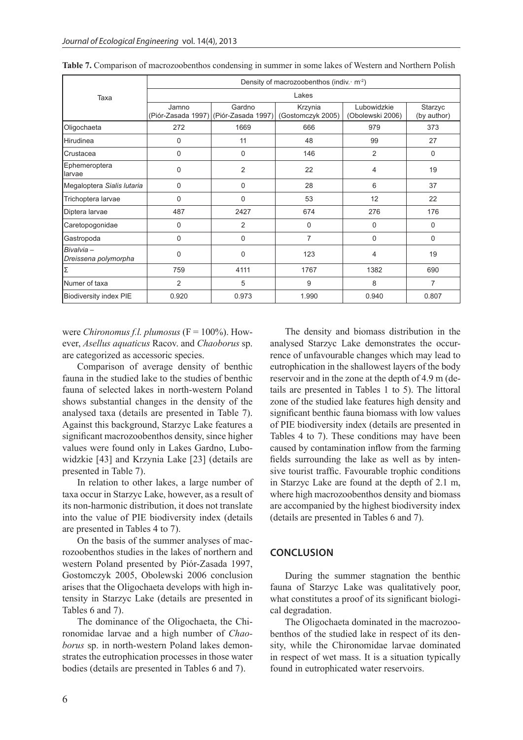**Table 7.** Comparison of macrozoobenthos condensing in summer in some lakes of Western and Northern Polish

| Taxa | Density of macrozoobenthos (indiv.· m$^{-2}$) | | | | |
|---|---|---|---|---|---|
| | Lakes | | | | |
| | Jamno (Piór-Zasada 1997) | Gardno (Piór-Zasada 1997) | Krzynia (Gostomczyk 2005) | Lubowidzkie (Obolewski 2006) | Starzyc (by author) |
| Oligochaeta | 272 | 1669 | 666 | 979 | 373 |
| Hirudinea | 0 | 11 | 48 | 99 | 27 |
| Crustacea | 0 | 0 | 146 | 2 | 0 |
| Ephemeroptera larvae | 0 | 2 | 22 | 4 | 19 |
| Megaloptera *Sialis lutaria* | 0 | 0 | 28 | 6 | 37 |
| Trichoptera larvae | 0 | 0 | 53 | 12 | 22 |
| Diptera larvae | 487 | 2427 | 674 | 276 | 176 |
| Caretopogonidae | 0 | 2 | 0 | 0 | 0 |
| Gastropoda | 0 | 0 | 7 | 0 | 0 |
| *Bivalvia – Dreissena polymorpha* | 0 | 0 | 123 | 4 | 19 |
| Σ | 759 | 4111 | 1767 | 1382 | 690 |
| Numer of taxa | 2 | 5 | 9 | 8 | 7 |
| Biodiversity index PIE | 0.920 | 0.973 | 1.990 | 0.940 | 0.807 |

were *Chironomus f.l. plumosus* (F = 100%). However, *Asellus aquaticus* Racov. and *Chaoborus* sp. are categorized as accessoric species.

Comparison of average density of benthic fauna in the studied lake to the studies of benthic fauna of selected lakes in north-western Poland shows substantial changes in the density of the analysed taxa (details are presented in Table 7). Against this background, Starzyc Lake features a significant macrozoobenthos density, since higher values were found only in Lakes Gardno, Lubowidzkie [43] and Krzynia Lake [23] (details are presented in Table 7).

In relation to other lakes, a large number of taxa occur in Starzyc Lake, however, as a result of its non-harmonic distribution, it does not translate into the value of PIE biodiversity index (details are presented in Tables 4 to 7).

On the basis of the summer analyses of macrozoobenthos studies in the lakes of northern and western Poland presented by Piór-Zasada 1997, Gostomczyk 2005, Obolewski 2006 conclusion arises that the Oligochaeta develops with high intensity in Starzyc Lake (details are presented in Tables 6 and 7).

The dominance of the Oligochaeta, the Chironomidae larvae and a high number of *Chaoborus* sp. in north-western Poland lakes demonstrates the eutrophication processes in those water bodies (details are presented in Tables 6 and 7).

The density and biomass distribution in the analysed Starzyc Lake demonstrates the occurrence of unfavourable changes which may lead to eutrophication in the shallowest layers of the body reservoir and in the zone at the depth of 4.9 m (details are presented in Tables 1 to 5). The littoral zone of the studied lake features high density and significant benthic fauna biomass with low values of PIE biodiversity index (details are presented in Tables 4 to 7). These conditions may have been caused by contamination inflow from the farming fields surrounding the lake as well as by intensive tourist traffic. Favourable trophic conditions in Starzyc Lake are found at the depth of 2.1 m, where high macrozoobenthos density and biomass are accompanied by the highest biodiversity index (details are presented in Tables 6 and 7).

## CONCLUSION

During the summer stagnation the benthic fauna of Starzyc Lake was qualitatively poor, what constitutes a proof of its significant biological degradation.

The Oligochaeta dominated in the macrozoobenthos of the studied lake in respect of its density, while the Chironomidae larvae dominated in respect of wet mass. It is a situation typically found in eutrophicated water reservoirs.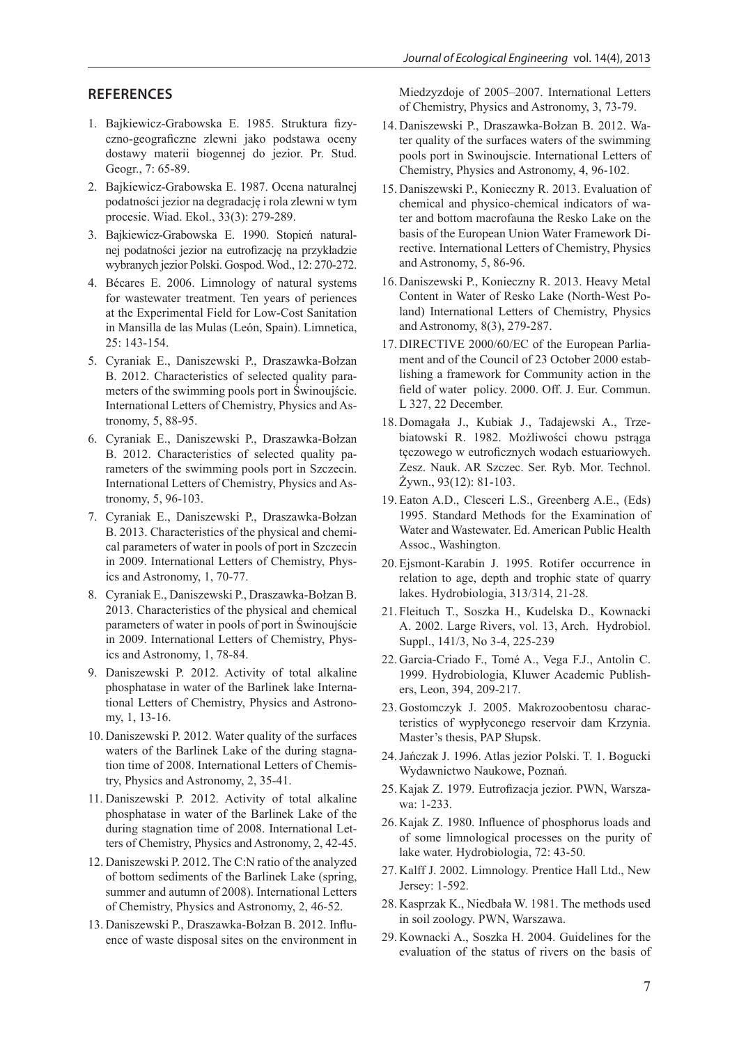## REFERENCES

1. Bajkiewicz-Grabowska E. 1985. Struktura fizyczno-geograficzne zlewni jako podstawa oceny dostawy materii biogennej do jezior. Pr. Stud. Geogr., 7: 65-89.
2. Bajkiewicz-Grabowska E. 1987. Ocena naturalnej podatności jezior na degradację i rola zlewni w tym procesie. Wiad. Ekol., 33(3): 279-289.
3. Bajkiewicz-Grabowska E. 1990. Stopień naturalnej podatności jezior na eutrofizację na przykładzie wybranych jezior Polski. Gospod. Wod., 12: 270-272.
4. Bécares E. 2006. Limnology of natural systems for wastewater treatment. Ten years of periences at the Experimental Field for Low-Cost Sanitation in Mansilla de las Mulas (León, Spain). Limnetica, 25: 143-154.
5. Cyraniak E., Daniszewski P., Draszawka-Bołzan B. 2012. Characteristics of selected quality parameters of the swimming pools port in Świnoujście. International Letters of Chemistry, Physics and Astronomy, 5, 88-95.
6. Cyraniak E., Daniszewski P., Draszawka-Bołzan B. 2012. Characteristics of selected quality parameters of the swimming pools port in Szczecin. International Letters of Chemistry, Physics and Astronomy, 5, 96-103.
7. Cyraniak E., Daniszewski P., Draszawka-Bołzan B. 2013. Characteristics of the physical and chemical parameters of water in pools of port in Szczecin in 2009. International Letters of Chemistry, Physics and Astronomy, 1, 70-77.
8. Cyraniak E., Daniszewski P., Draszawka-Bołzan B. 2013. Characteristics of the physical and chemical parameters of water in pools of port in Świnoujście in 2009. International Letters of Chemistry, Physics and Astronomy, 1, 78-84.
9. Daniszewski P. 2012. Activity of total alkaline phosphatase in water of the Barlinek lake International Letters of Chemistry, Physics and Astronomy, 1, 13-16.
10. Daniszewski P. 2012. Water quality of the surfaces waters of the Barlinek Lake of the during stagnation time of 2008. International Letters of Chemistry, Physics and Astronomy, 2, 35-41.
11. Daniszewski P. 2012. Activity of total alkaline phosphatase in water of the Barlinek Lake of the during stagnation time of 2008. International Letters of Chemistry, Physics and Astronomy, 2, 42-45.
12. Daniszewski P. 2012. The C:N ratio of the analyzed of bottom sediments of the Barlinek Lake (spring, summer and autumn of 2008). International Letters of Chemistry, Physics and Astronomy, 2, 46-52.
13. Daniszewski P., Draszawka-Bołzan B. 2012. Influence of waste disposal sites on the environment in Miedzyzdoje of 2005–2007. International Letters of Chemistry, Physics and Astronomy, 3, 73-79.
14. Daniszewski P., Draszawka-Bołzan B. 2012. Water quality of the surfaces waters of the swimming pools port in Swinoujscie. International Letters of Chemistry, Physics and Astronomy, 4, 96-102.
15. Daniszewski P., Konieczny R. 2013. Evaluation of chemical and physico-chemical indicators of water and bottom macrofauna the Resko Lake on the basis of the European Union Water Framework Directive. International Letters of Chemistry, Physics and Astronomy, 5, 86-96.
16. Daniszewski P., Konieczny R. 2013. Heavy Metal Content in Water of Resko Lake (North-West Poland) International Letters of Chemistry, Physics and Astronomy, 8(3), 279-287.
17. DIRECTIVE 2000/60/EC of the European Parliament and of the Council of 23 October 2000 establishing a framework for Community action in the field of water policy. 2000. Off. J. Eur. Commun. L 327, 22 December.
18. Domagała J., Kubiak J., Tadajewski A., Trzebiatowski R. 1982. Możliwości chowu pstrąga tęczowego w eutroficznych wodach estuariowych. Zesz. Nauk. AR Szczec. Ser. Ryb. Mor. Technol. Żywn., 93(12): 81-103.
19. Eaton A.D., Clesceri L.S., Greenberg A.E., (Eds) 1995. Standard Methods for the Examination of Water and Wastewater. Ed. American Public Health Assoc., Washington.
20. Ejsmont-Karabin J. 1995. Rotifer occurrence in relation to age, depth and trophic state of quarry lakes. Hydrobiologia, 313/314, 21-28.
21. Fleituch T., Soszka H., Kudelska D., Kownacki A. 2002. Large Rivers, vol. 13, Arch. Hydrobiol. Suppl., 141/3, No 3-4, 225-239
22. Garcia-Criado F., Tomé A., Vega F.J., Antolin C. 1999. Hydrobiologia, Kluwer Academic Publishers, Leon, 394, 209-217.
23. Gostomczyk J. 2005. Makrozoobentosu characteristics of wypłyconego reservoir dam Krzynia. Master's thesis, PAP Słupsk.
24. Jańczak J. 1996. Atlas jezior Polski. T. 1. Bogucki Wydawnictwo Naukowe, Poznań.
25. Kajak Z. 1979. Eutrofizacja jezior. PWN, Warszawa: 1-233.
26. Kajak Z. 1980. Influence of phosphorus loads and of some limnological processes on the purity of lake water. Hydrobiologia, 72: 43-50.
27. Kalff J. 2002. Limnology. Prentice Hall Ltd., New Jersey: 1-592.
28. Kasprzak K., Niedbała W. 1981. The methods used in soil zoology. PWN, Warszawa.
29. Kownacki A., Soszka H. 2004. Guidelines for the evaluation of the status of rivers on the basis of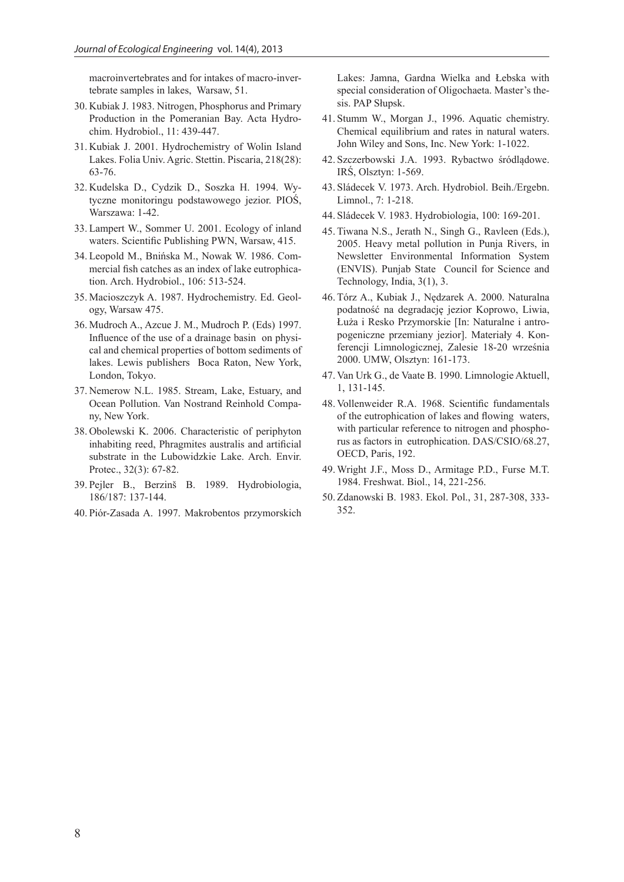macroinvertebrates and for intakes of macro-invertebrate samples in lakes, Warsaw, 51.

30. Kubiak J. 1983. Nitrogen, Phosphorus and Primary Production in the Pomeranian Bay. Acta Hydrochim. Hydrobiol., 11: 439-447.
31. Kubiak J. 2001. Hydrochemistry of Wolin Island Lakes. Folia Univ. Agric. Stettin. Piscaria, 218(28): 63-76.
32. Kudelska D., Cydzik D., Soszka H. 1994. Wytyczne monitoringu podstawowego jezior. PIOŚ, Warszawa: 1-42.
33. Lampert W., Sommer U. 2001. Ecology of inland waters. Scientific Publishing PWN, Warsaw, 415.
34. Leopold M., Bnińska M., Nowak W. 1986. Commercial fish catches as an index of lake eutrophication. Arch. Hydrobiol., 106: 513-524.
35. Macioszczyk A. 1987. Hydrochemistry. Ed. Geology, Warsaw 475.
36. Mudroch A., Azcue J. M., Mudroch P. (Eds) 1997. Influence of the use of a drainage basin on physical and chemical properties of bottom sediments of lakes. Lewis publishers Boca Raton, New York, London, Tokyo.
37. Nemerow N.L. 1985. Stream, Lake, Estuary, and Ocean Pollution. Van Nostrand Reinhold Company, New York.
38. Obolewski K. 2006. Characteristic of periphyton inhabiting reed, Phragmites australis and artificial substrate in the Lubowidzkie Lake. Arch. Envir. Protec., 32(3): 67-82.
39. Pejler B., Berzinš B. 1989. Hydrobiologia, 186/187: 137-144.
40. Piór-Zasada A. 1997. Makrobentos przymorskich Lakes: Jamna, Gardna Wielka and Łebska with special consideration of Oligochaeta. Master's thesis. PAP Słupsk.
41. Stumm W., Morgan J., 1996. Aquatic chemistry. Chemical equilibrium and rates in natural waters. John Wiley and Sons, Inc. New York: 1-1022.
42. Szczerbowski J.A. 1993. Rybactwo śródlądowe. IRŚ, Olsztyn: 1-569.
43. Sládecek V. 1973. Arch. Hydrobiol. Beih./Ergebn. Limnol., 7: 1-218.
44. Sládecek V. 1983. Hydrobiologia, 100: 169-201.
45. Tiwana N.S., Jerath N., Singh G., Ravleen (Eds.), 2005. Heavy metal pollution in Punja Rivers, in Newsletter Environmental Information System (ENVIS). Punjab State Council for Science and Technology, India, 3(1), 3.
46. Tórz A., Kubiak J., Nędzarek A. 2000. Naturalna podatność na degradację jezior Koprowo, Liwia, Łuża i Resko Przymorskie [In: Naturalne i antropogeniczne przemiany jezior]. Materiały 4. Konferencji Limnologicznej, Zalesie 18-20 września 2000. UMW, Olsztyn: 161-173.
47. Van Urk G., de Vaate B. 1990. Limnologie Aktuell, 1, 131-145.
48. Vollenweider R.A. 1968. Scientific fundamentals of the eutrophication of lakes and flowing waters, with particular reference to nitrogen and phosphorus as factors in eutrophication. DAS/CSIO/68.27, OECD, Paris, 192.
49. Wright J.F., Moss D., Armitage P.D., Furse M.T. 1984. Freshwat. Biol., 14, 221-256.
50. Zdanowski B. 1983. Ekol. Pol., 31, 287-308, 333-352.